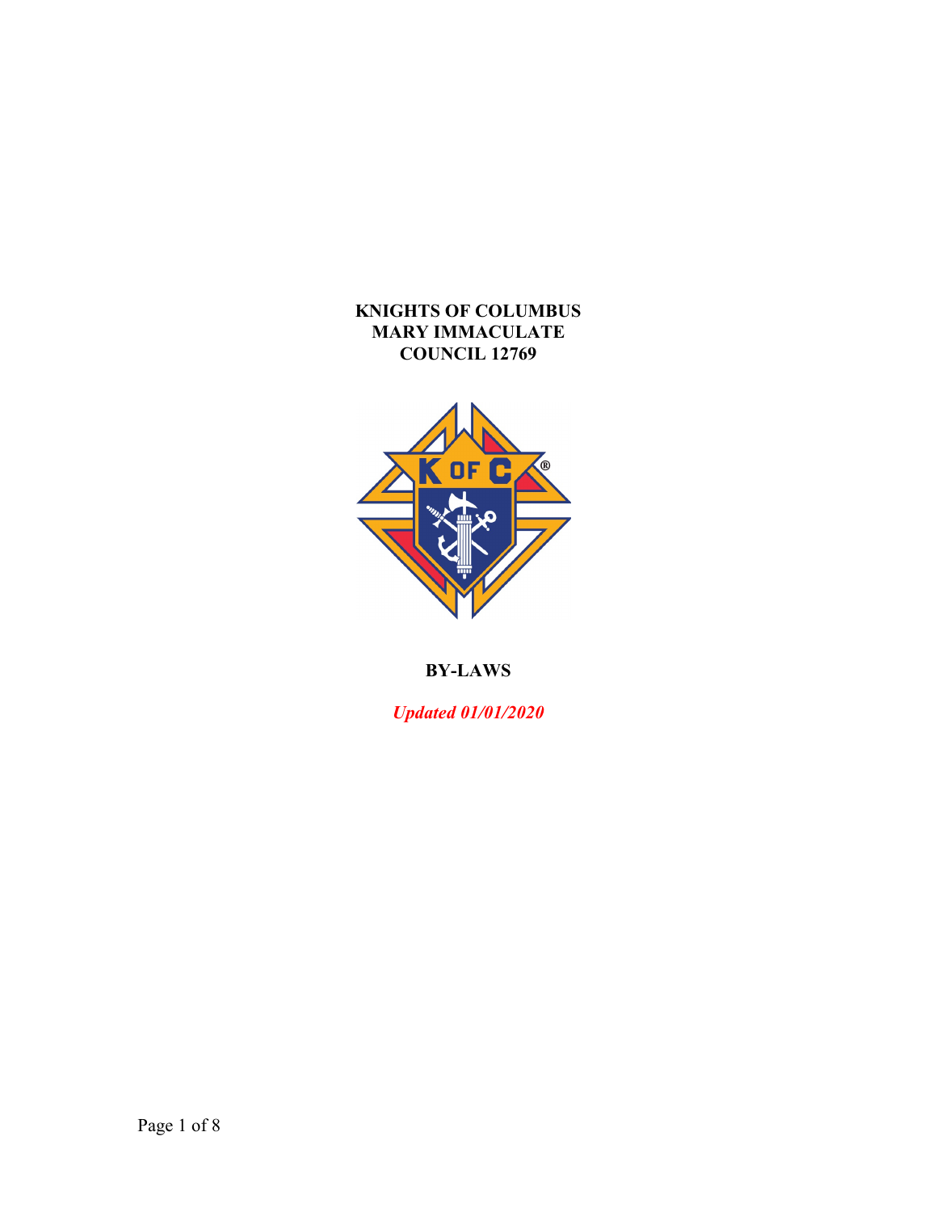# KNIGHTS OF COLUMBUS
# MARY IMMACULATE
# COUNCIL 12769

## BY-LAWS

***Updated 01/01/2020***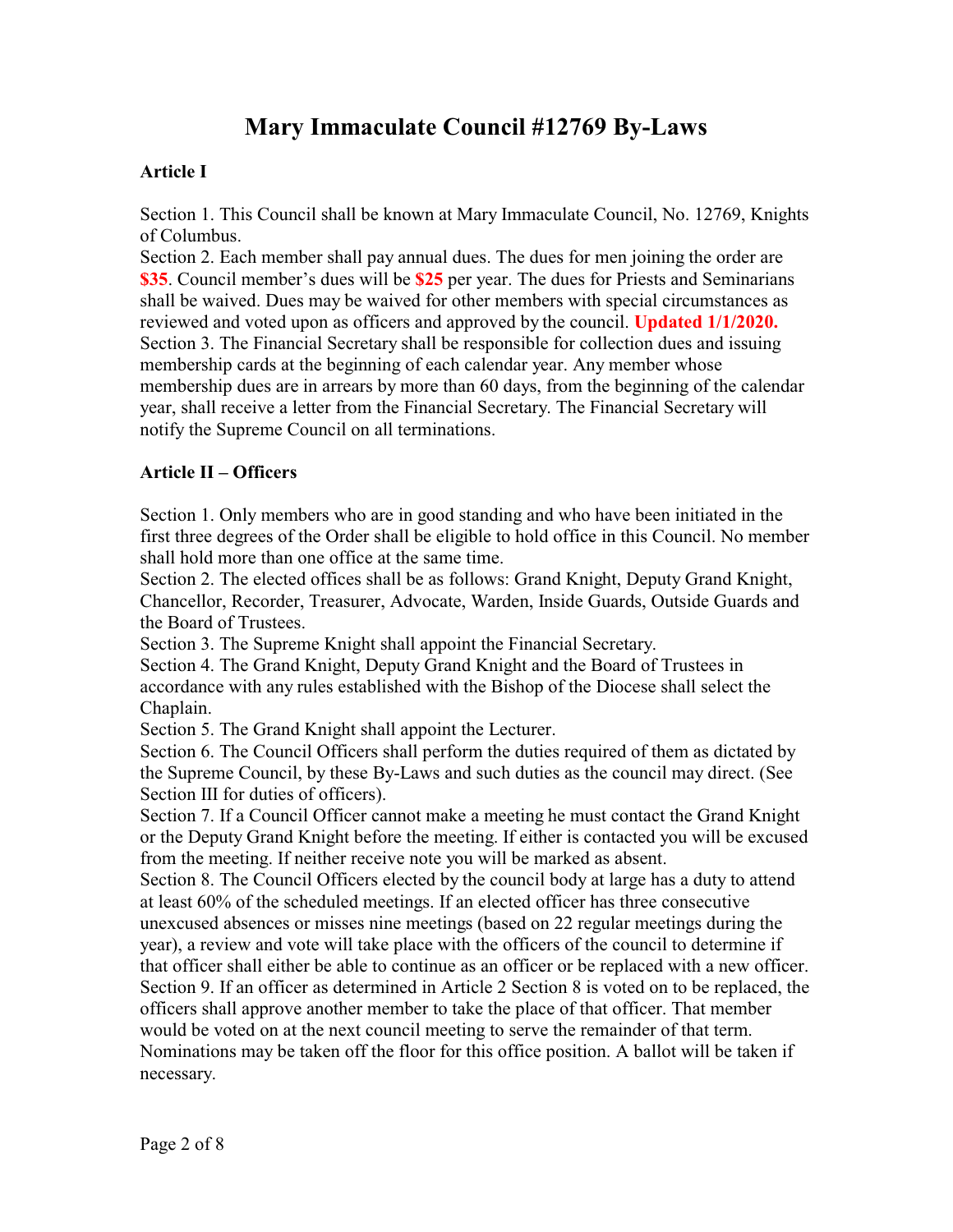# Mary Immaculate Council #12769 By-Laws

**Article I**

Section 1. This Council shall be known at Mary Immaculate Council, No. 12769, Knights of Columbus.
Section 2. Each member shall pay annual dues. The dues for men joining the order are **$35**. Council member's dues will be **$25** per year. The dues for Priests and Seminarians shall be waived. Dues may be waived for other members with special circumstances as reviewed and voted upon as officers and approved by the council. **Updated 1/1/2020.**
Section 3. The Financial Secretary shall be responsible for collection dues and issuing membership cards at the beginning of each calendar year. Any member whose membership dues are in arrears by more than 60 days, from the beginning of the calendar year, shall receive a letter from the Financial Secretary. The Financial Secretary will notify the Supreme Council on all terminations.

**Article II – Officers**

Section 1. Only members who are in good standing and who have been initiated in the first three degrees of the Order shall be eligible to hold office in this Council. No member shall hold more than one office at the same time.
Section 2. The elected offices shall be as follows: Grand Knight, Deputy Grand Knight, Chancellor, Recorder, Treasurer, Advocate, Warden, Inside Guards, Outside Guards and the Board of Trustees.
Section 3. The Supreme Knight shall appoint the Financial Secretary.
Section 4. The Grand Knight, Deputy Grand Knight and the Board of Trustees in accordance with any rules established with the Bishop of the Diocese shall select the Chaplain.
Section 5. The Grand Knight shall appoint the Lecturer.
Section 6. The Council Officers shall perform the duties required of them as dictated by the Supreme Council, by these By-Laws and such duties as the council may direct. (See Section III for duties of officers).
Section 7. If a Council Officer cannot make a meeting he must contact the Grand Knight or the Deputy Grand Knight before the meeting. If either is contacted you will be excused from the meeting. If neither receive note you will be marked as absent.
Section 8. The Council Officers elected by the council body at large has a duty to attend at least 60% of the scheduled meetings. If an elected officer has three consecutive unexcused absences or misses nine meetings (based on 22 regular meetings during the year), a review and vote will take place with the officers of the council to determine if that officer shall either be able to continue as an officer or be replaced with a new officer.
Section 9. If an officer as determined in Article 2 Section 8 is voted on to be replaced, the officers shall approve another member to take the place of that officer. That member would be voted on at the next council meeting to serve the remainder of that term. Nominations may be taken off the floor for this office position. A ballot will be taken if necessary.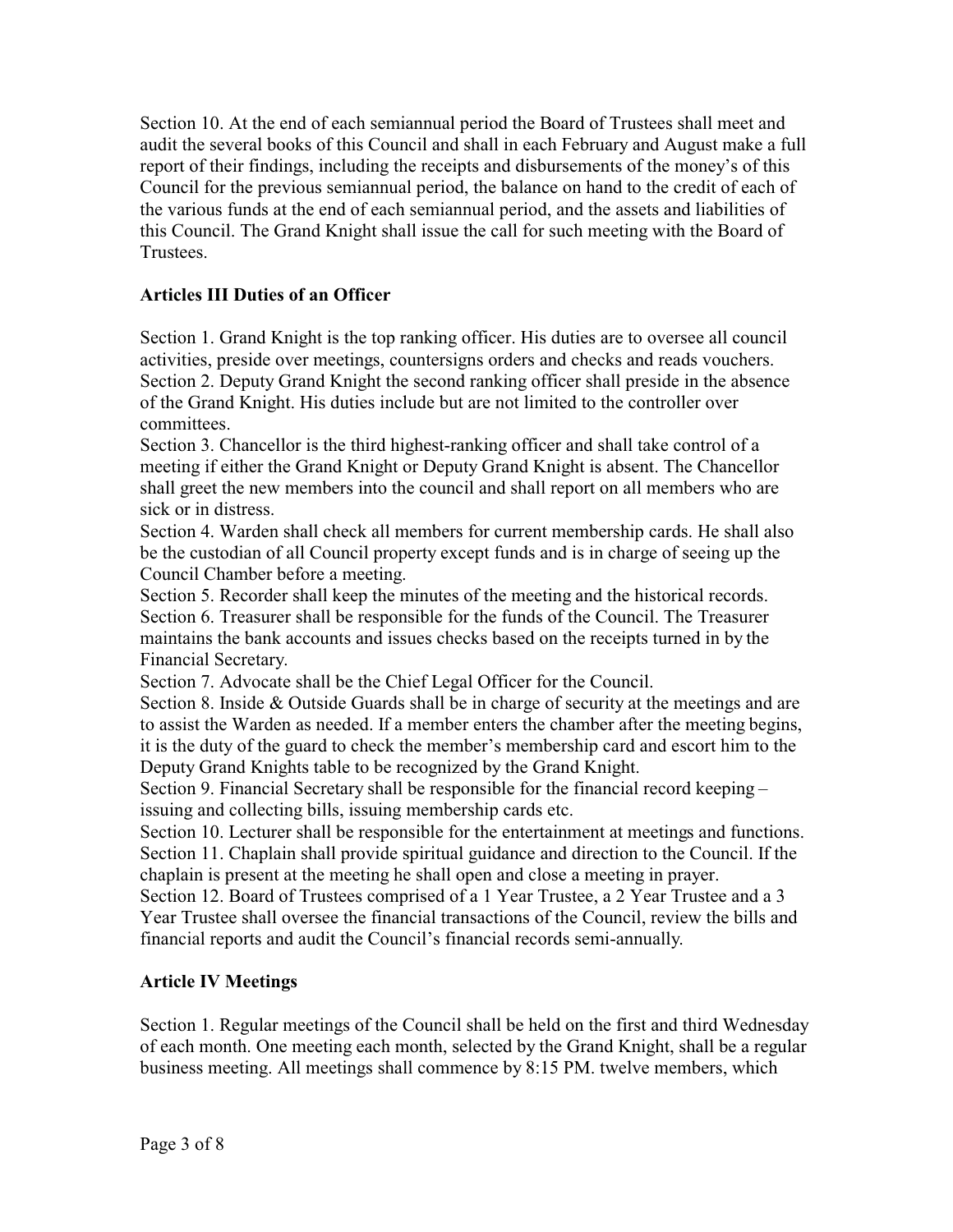Section 10. At the end of each semiannual period the Board of Trustees shall meet and audit the several books of this Council and shall in each February and August make a full report of their findings, including the receipts and disbursements of the money's of this Council for the previous semiannual period, the balance on hand to the credit of each of the various funds at the end of each semiannual period, and the assets and liabilities of this Council. The Grand Knight shall issue the call for such meeting with the Board of Trustees.

## Articles III Duties of an Officer

Section 1. Grand Knight is the top ranking officer. His duties are to oversee all council activities, preside over meetings, countersigns orders and checks and reads vouchers.
Section 2. Deputy Grand Knight the second ranking officer shall preside in the absence of the Grand Knight. His duties include but are not limited to the controller over committees.
Section 3. Chancellor is the third highest-ranking officer and shall take control of a meeting if either the Grand Knight or Deputy Grand Knight is absent. The Chancellor shall greet the new members into the council and shall report on all members who are sick or in distress.
Section 4. Warden shall check all members for current membership cards. He shall also be the custodian of all Council property except funds and is in charge of seeing up the Council Chamber before a meeting.
Section 5. Recorder shall keep the minutes of the meeting and the historical records.
Section 6. Treasurer shall be responsible for the funds of the Council. The Treasurer maintains the bank accounts and issues checks based on the receipts turned in by the Financial Secretary.
Section 7. Advocate shall be the Chief Legal Officer for the Council.
Section 8. Inside & Outside Guards shall be in charge of security at the meetings and are to assist the Warden as needed. If a member enters the chamber after the meeting begins, it is the duty of the guard to check the member's membership card and escort him to the Deputy Grand Knights table to be recognized by the Grand Knight.
Section 9. Financial Secretary shall be responsible for the financial record keeping – issuing and collecting bills, issuing membership cards etc.
Section 10. Lecturer shall be responsible for the entertainment at meetings and functions.
Section 11. Chaplain shall provide spiritual guidance and direction to the Council. If the chaplain is present at the meeting he shall open and close a meeting in prayer.
Section 12. Board of Trustees comprised of a 1 Year Trustee, a 2 Year Trustee and a 3 Year Trustee shall oversee the financial transactions of the Council, review the bills and financial reports and audit the Council's financial records semi-annually.

## Article IV Meetings

Section 1. Regular meetings of the Council shall be held on the first and third Wednesday of each month. One meeting each month, selected by the Grand Knight, shall be a regular business meeting. All meetings shall commence by 8:15 PM. twelve members, which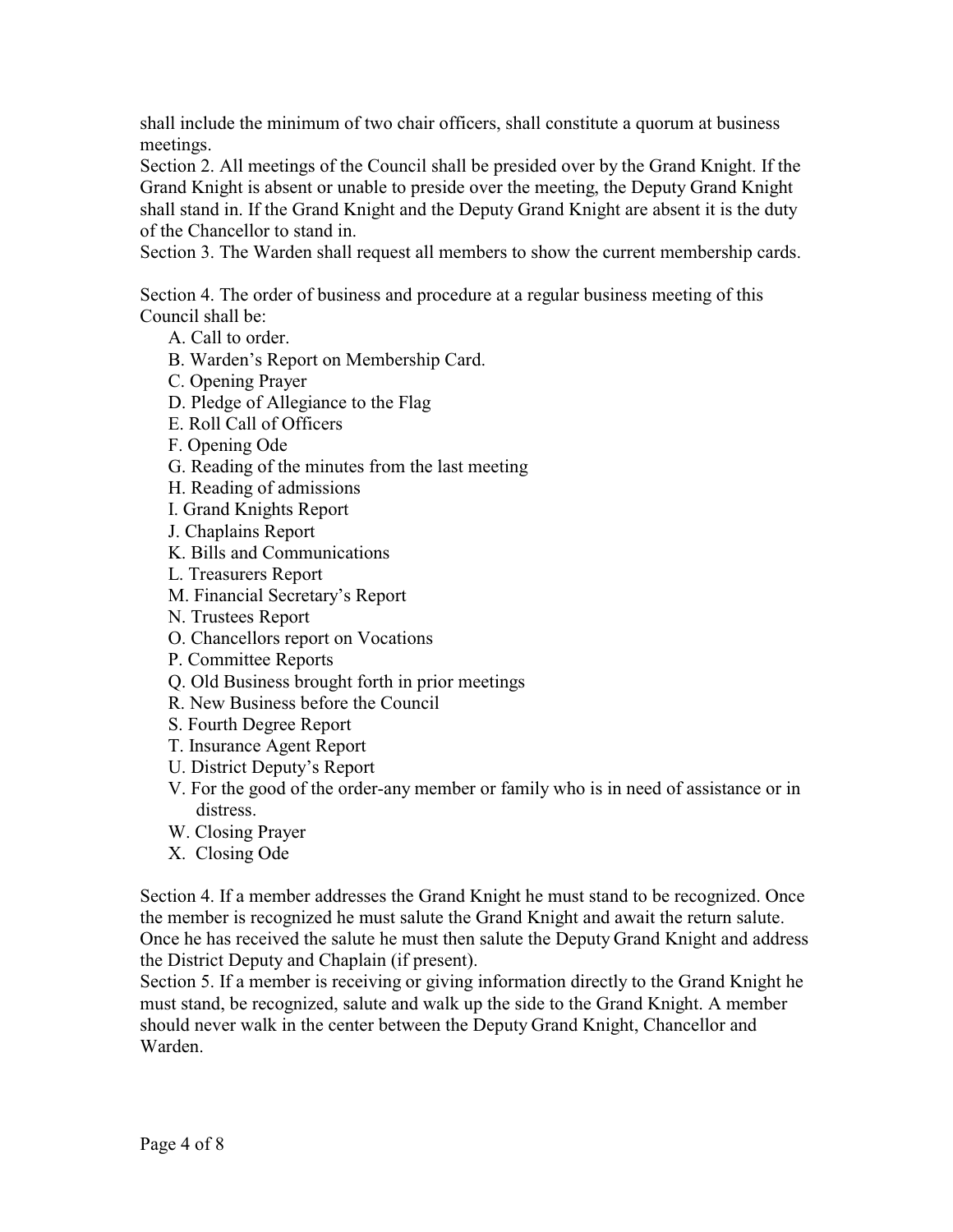shall include the minimum of two chair officers, shall constitute a quorum at business meetings.

Section 2. All meetings of the Council shall be presided over by the Grand Knight. If the Grand Knight is absent or unable to preside over the meeting, the Deputy Grand Knight shall stand in. If the Grand Knight and the Deputy Grand Knight are absent it is the duty of the Chancellor to stand in.

Section 3. The Warden shall request all members to show the current membership cards.

Section 4. The order of business and procedure at a regular business meeting of this Council shall be:

- A. Call to order.
- B. Warden's Report on Membership Card.
- C. Opening Prayer
- D. Pledge of Allegiance to the Flag
- E. Roll Call of Officers
- F. Opening Ode
- G. Reading of the minutes from the last meeting
- H. Reading of admissions
- I. Grand Knights Report
- J. Chaplains Report
- K. Bills and Communications
- L. Treasurers Report
- M. Financial Secretary's Report
- N. Trustees Report
- O. Chancellors report on Vocations
- P. Committee Reports
- Q. Old Business brought forth in prior meetings
- R. New Business before the Council
- S. Fourth Degree Report
- T. Insurance Agent Report
- U. District Deputy's Report
- V. For the good of the order-any member or family who is in need of assistance or in distress.
- W. Closing Prayer
- X. Closing Ode

Section 4. If a member addresses the Grand Knight he must stand to be recognized. Once the member is recognized he must salute the Grand Knight and await the return salute. Once he has received the salute he must then salute the Deputy Grand Knight and address the District Deputy and Chaplain (if present).

Section 5. If a member is receiving or giving information directly to the Grand Knight he must stand, be recognized, salute and walk up the side to the Grand Knight. A member should never walk in the center between the Deputy Grand Knight, Chancellor and Warden.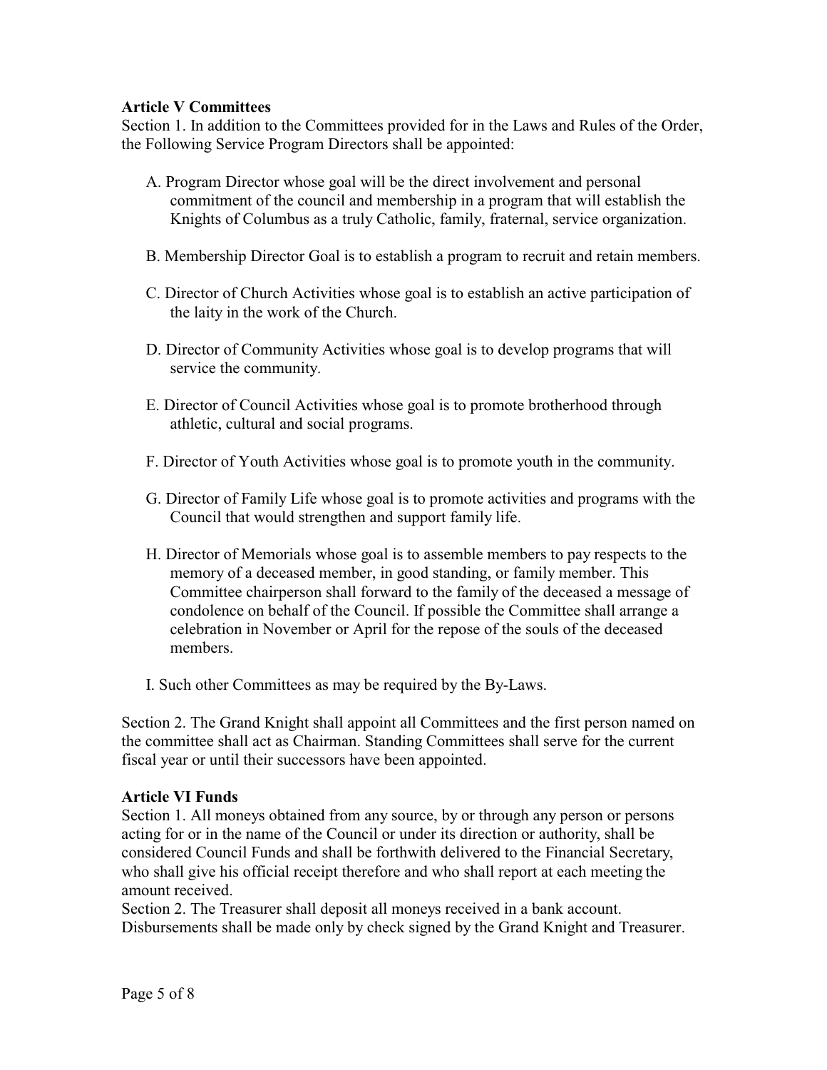**Article V Committees**

Section 1. In addition to the Committees provided for in the Laws and Rules of the Order, the Following Service Program Directors shall be appointed:

A. Program Director whose goal will be the direct involvement and personal commitment of the council and membership in a program that will establish the Knights of Columbus as a truly Catholic, family, fraternal, service organization.

B. Membership Director Goal is to establish a program to recruit and retain members.

C. Director of Church Activities whose goal is to establish an active participation of the laity in the work of the Church.

D. Director of Community Activities whose goal is to develop programs that will service the community.

E. Director of Council Activities whose goal is to promote brotherhood through athletic, cultural and social programs.

F. Director of Youth Activities whose goal is to promote youth in the community.

G. Director of Family Life whose goal is to promote activities and programs with the Council that would strengthen and support family life.

H. Director of Memorials whose goal is to assemble members to pay respects to the memory of a deceased member, in good standing, or family member. This Committee chairperson shall forward to the family of the deceased a message of condolence on behalf of the Council. If possible the Committee shall arrange a celebration in November or April for the repose of the souls of the deceased members.

I. Such other Committees as may be required by the By-Laws.

Section 2. The Grand Knight shall appoint all Committees and the first person named on the committee shall act as Chairman. Standing Committees shall serve for the current fiscal year or until their successors have been appointed.

**Article VI Funds**

Section 1. All moneys obtained from any source, by or through any person or persons acting for or in the name of the Council or under its direction or authority, shall be considered Council Funds and shall be forthwith delivered to the Financial Secretary, who shall give his official receipt therefore and who shall report at each meeting the amount received.

Section 2. The Treasurer shall deposit all moneys received in a bank account. Disbursements shall be made only by check signed by the Grand Knight and Treasurer.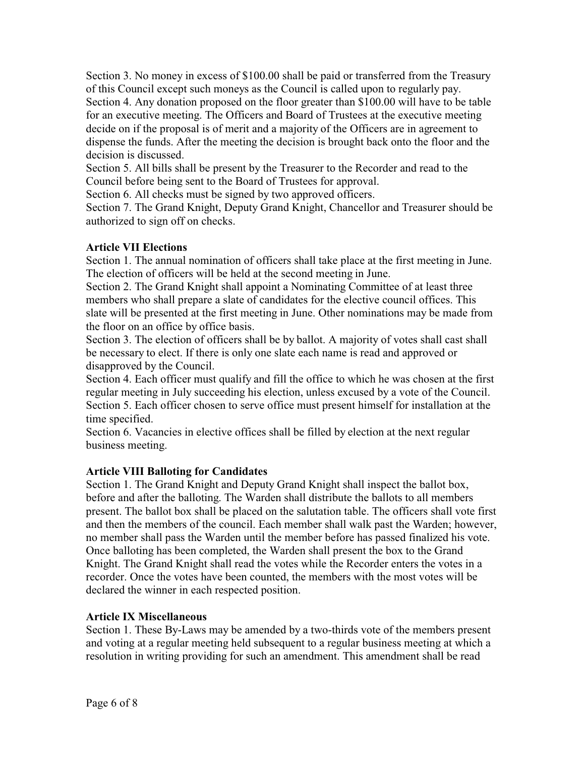Section 3. No money in excess of $100.00 shall be paid or transferred from the Treasury of this Council except such moneys as the Council is called upon to regularly pay.
Section 4. Any donation proposed on the floor greater than $100.00 will have to be table for an executive meeting. The Officers and Board of Trustees at the executive meeting decide on if the proposal is of merit and a majority of the Officers are in agreement to dispense the funds. After the meeting the decision is brought back onto the floor and the decision is discussed.
Section 5. All bills shall be present by the Treasurer to the Recorder and read to the Council before being sent to the Board of Trustees for approval.
Section 6. All checks must be signed by two approved officers.
Section 7. The Grand Knight, Deputy Grand Knight, Chancellor and Treasurer should be authorized to sign off on checks.

**Article VII Elections**

Section 1. The annual nomination of officers shall take place at the first meeting in June. The election of officers will be held at the second meeting in June.
Section 2. The Grand Knight shall appoint a Nominating Committee of at least three members who shall prepare a slate of candidates for the elective council offices. This slate will be presented at the first meeting in June. Other nominations may be made from the floor on an office by office basis.
Section 3. The election of officers shall be by ballot. A majority of votes shall cast shall be necessary to elect. If there is only one slate each name is read and approved or disapproved by the Council.
Section 4. Each officer must qualify and fill the office to which he was chosen at the first regular meeting in July succeeding his election, unless excused by a vote of the Council.
Section 5. Each officer chosen to serve office must present himself for installation at the time specified.
Section 6. Vacancies in elective offices shall be filled by election at the next regular business meeting.

**Article VIII Balloting for Candidates**

Section 1. The Grand Knight and Deputy Grand Knight shall inspect the ballot box, before and after the balloting. The Warden shall distribute the ballots to all members present. The ballot box shall be placed on the salutation table. The officers shall vote first and then the members of the council. Each member shall walk past the Warden; however, no member shall pass the Warden until the member before has passed finalized his vote. Once balloting has been completed, the Warden shall present the box to the Grand Knight. The Grand Knight shall read the votes while the Recorder enters the votes in a recorder. Once the votes have been counted, the members with the most votes will be declared the winner in each respected position.

**Article IX Miscellaneous**

Section 1. These By-Laws may be amended by a two-thirds vote of the members present and voting at a regular meeting held subsequent to a regular business meeting at which a resolution in writing providing for such an amendment. This amendment shall be read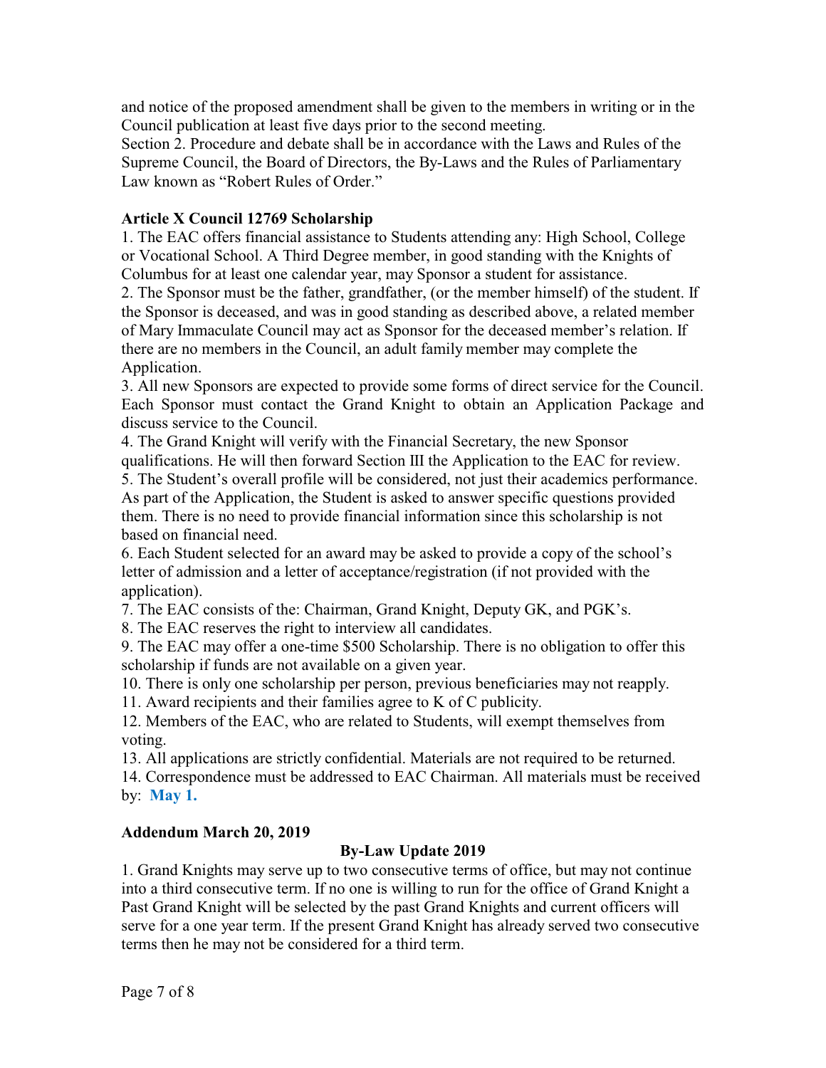and notice of the proposed amendment shall be given to the members in writing or in the Council publication at least five days prior to the second meeting.

Section 2. Procedure and debate shall be in accordance with the Laws and Rules of the Supreme Council, the Board of Directors, the By-Laws and the Rules of Parliamentary Law known as "Robert Rules of Order."

**Article X Council 12769 Scholarship**

1. The EAC offers financial assistance to Students attending any: High School, College or Vocational School. A Third Degree member, in good standing with the Knights of Columbus for at least one calendar year, may Sponsor a student for assistance.
2. The Sponsor must be the father, grandfather, (or the member himself) of the student. If the Sponsor is deceased, and was in good standing as described above, a related member of Mary Immaculate Council may act as Sponsor for the deceased member's relation. If there are no members in the Council, an adult family member may complete the Application.
3. All new Sponsors are expected to provide some forms of direct service for the Council. Each Sponsor must contact the Grand Knight to obtain an Application Package and discuss service to the Council.
4. The Grand Knight will verify with the Financial Secretary, the new Sponsor qualifications. He will then forward Section III the Application to the EAC for review.
5. The Student's overall profile will be considered, not just their academics performance. As part of the Application, the Student is asked to answer specific questions provided them. There is no need to provide financial information since this scholarship is not based on financial need.
6. Each Student selected for an award may be asked to provide a copy of the school's letter of admission and a letter of acceptance/registration (if not provided with the application).
7. The EAC consists of the: Chairman, Grand Knight, Deputy GK, and PGK's.
8. The EAC reserves the right to interview all candidates.
9. The EAC may offer a one-time $500 Scholarship. There is no obligation to offer this scholarship if funds are not available on a given year.
10. There is only one scholarship per person, previous beneficiaries may not reapply.
11. Award recipients and their families agree to K of C publicity.
12. Members of the EAC, who are related to Students, will exempt themselves from voting.
13. All applications are strictly confidential. Materials are not required to be returned.
14. Correspondence must be addressed to EAC Chairman. All materials must be received by: **May 1.**

**Addendum March 20, 2019**

**By-Law Update 2019**

1. Grand Knights may serve up to two consecutive terms of office, but may not continue into a third consecutive term. If no one is willing to run for the office of Grand Knight a Past Grand Knight will be selected by the past Grand Knights and current officers will serve for a one year term. If the present Grand Knight has already served two consecutive terms then he may not be considered for a third term.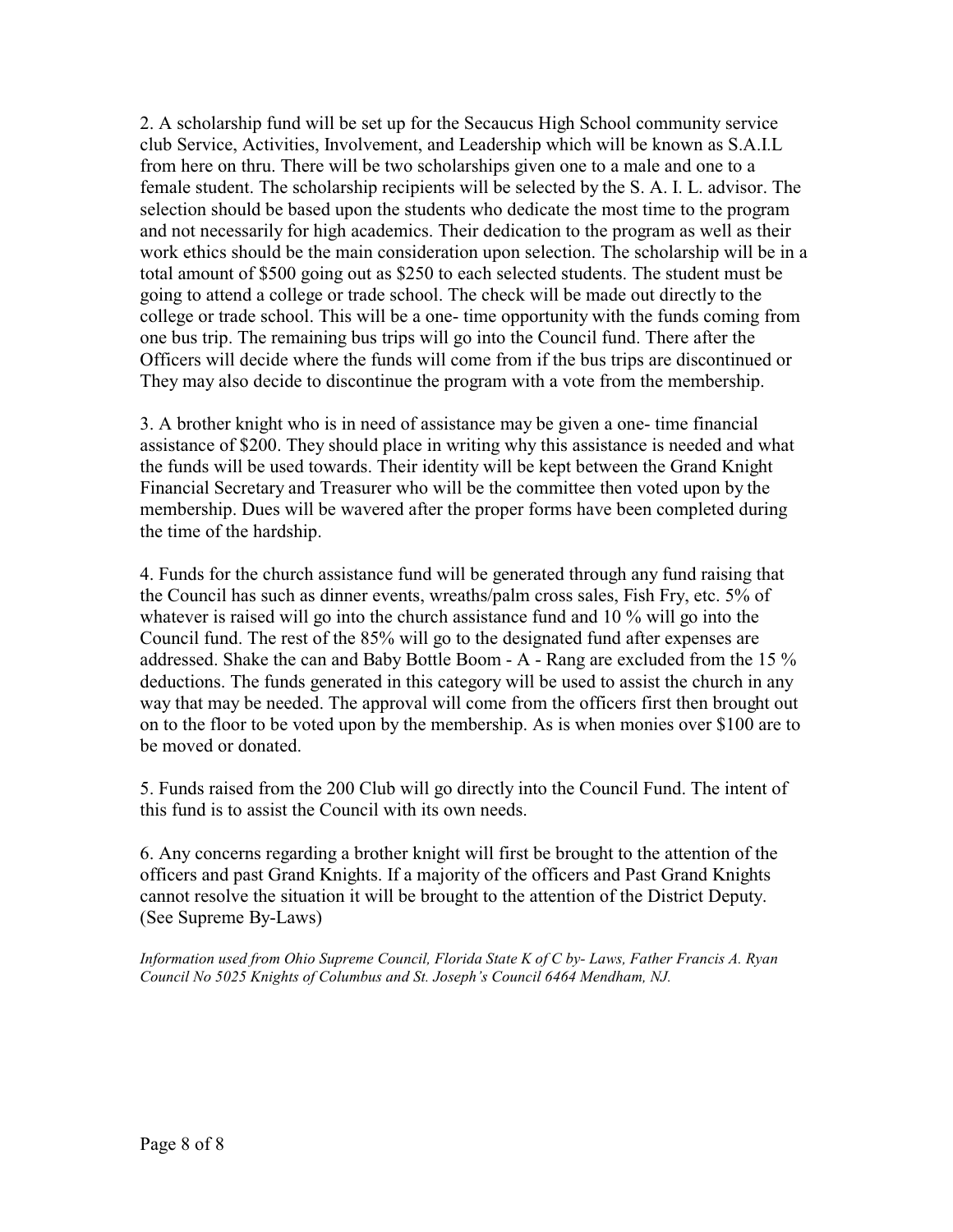2. A scholarship fund will be set up for the Secaucus High School community service club Service, Activities, Involvement, and Leadership which will be known as S.A.I.L from here on thru. There will be two scholarships given one to a male and one to a female student. The scholarship recipients will be selected by the S. A. I. L. advisor. The selection should be based upon the students who dedicate the most time to the program and not necessarily for high academics. Their dedication to the program as well as their work ethics should be the main consideration upon selection. The scholarship will be in a total amount of $500 going out as $250 to each selected students. The student must be going to attend a college or trade school. The check will be made out directly to the college or trade school. This will be a one- time opportunity with the funds coming from one bus trip. The remaining bus trips will go into the Council fund. There after the Officers will decide where the funds will come from if the bus trips are discontinued or They may also decide to discontinue the program with a vote from the membership.

3. A brother knight who is in need of assistance may be given a one- time financial assistance of $200. They should place in writing why this assistance is needed and what the funds will be used towards. Their identity will be kept between the Grand Knight Financial Secretary and Treasurer who will be the committee then voted upon by the membership. Dues will be wavered after the proper forms have been completed during the time of the hardship.

4. Funds for the church assistance fund will be generated through any fund raising that the Council has such as dinner events, wreaths/palm cross sales, Fish Fry, etc. 5% of whatever is raised will go into the church assistance fund and 10 % will go into the Council fund. The rest of the 85% will go to the designated fund after expenses are addressed. Shake the can and Baby Bottle Boom - A - Rang are excluded from the 15 % deductions. The funds generated in this category will be used to assist the church in any way that may be needed. The approval will come from the officers first then brought out on to the floor to be voted upon by the membership. As is when monies over $100 are to be moved or donated.

5. Funds raised from the 200 Club will go directly into the Council Fund. The intent of this fund is to assist the Council with its own needs.

6. Any concerns regarding a brother knight will first be brought to the attention of the officers and past Grand Knights. If a majority of the officers and Past Grand Knights cannot resolve the situation it will be brought to the attention of the District Deputy. (See Supreme By-Laws)

*Information used from Ohio Supreme Council, Florida State K of C by- Laws, Father Francis A. Ryan Council No 5025 Knights of Columbus and St. Joseph's Council 6464 Mendham, NJ.*